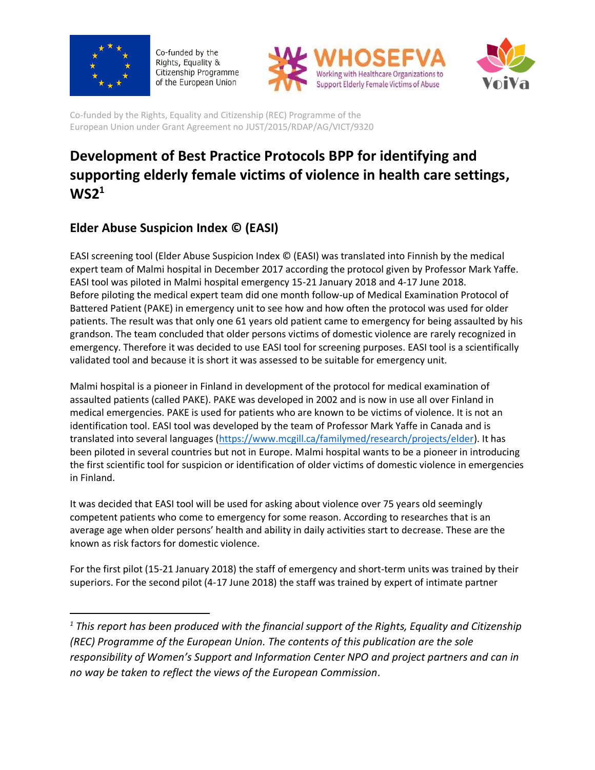Co-funded by the Rights, Equality & Citizenship Programme of the European Union

WHOSEFVA Working with Healthcare Organizations to Support Elderly Female Victims of Abuse

VoiVa

Co-funded by the Rights, Equality and Citizenship (REC) Programme of the European Union under Grant Agreement no JUST/2015/RDAP/AG/VICT/9320

# Development of Best Practice Protocols BPP for identifying and supporting elderly female victims of violence in health care settings, WS2[1]

## Elder Abuse Suspicion Index © (EASI)

EASI screening tool (Elder Abuse Suspicion Index © (EASI) was translated into Finnish by the medical expert team of Malmi hospital in December 2017 according the protocol given by Professor Mark Yaffe. EASI tool was piloted in Malmi hospital emergency 15-21 January 2018 and 4-17 June 2018. Before piloting the medical expert team did one month follow-up of Medical Examination Protocol of Battered Patient (PAKE) in emergency unit to see how and how often the protocol was used for older patients. The result was that only one 61 years old patient came to emergency for being assaulted by his grandson. The team concluded that older persons victims of domestic violence are rarely recognized in emergency. Therefore it was decided to use EASI tool for screening purposes. EASI tool is a scientifically validated tool and because it is short it was assessed to be suitable for emergency unit.

Malmi hospital is a pioneer in Finland in development of the protocol for medical examination of assaulted patients (called PAKE). PAKE was developed in 2002 and is now in use all over Finland in medical emergencies. PAKE is used for patients who are known to be victims of violence. It is not an identification tool. EASI tool was developed by the team of Professor Mark Yaffe in Canada and is translated into several languages (https://www.mcgill.ca/familymed/research/projects/elder). It has been piloted in several countries but not in Europe. Malmi hospital wants to be a pioneer in introducing the first scientific tool for suspicion or identification of older victims of domestic violence in emergencies in Finland.

It was decided that EASI tool will be used for asking about violence over 75 years old seemingly competent patients who come to emergency for some reason. According to researches that is an average age when older persons' health and ability in daily activities start to decrease. These are the known as risk factors for domestic violence.

For the first pilot (15-21 January 2018) the staff of emergency and short-term units was trained by their superiors. For the second pilot (4-17 June 2018) the staff was trained by expert of intimate partner

---

[1] *This report has been produced with the financial support of the Rights, Equality and Citizenship (REC) Programme of the European Union. The contents of this publication are the sole responsibility of Women's Support and Information Center NPO and project partners and can in no way be taken to reflect the views of the European Commission.*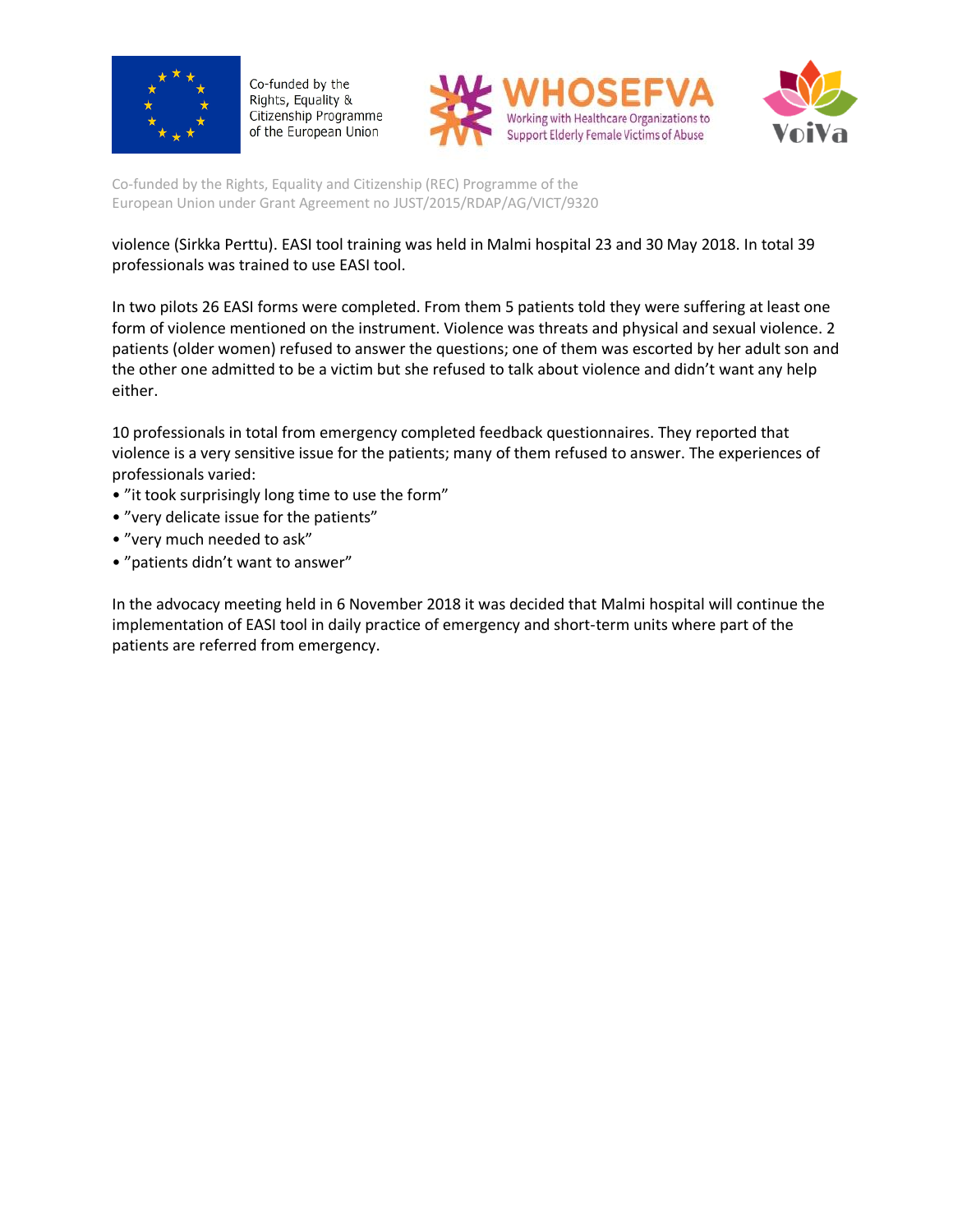violence (Sirkka Perttu). EASI tool training was held in Malmi hospital 23 and 30 May 2018. In total 39 professionals was trained to use EASI tool.

In two pilots 26 EASI forms were completed. From them 5 patients told they were suffering at least one form of violence mentioned on the instrument. Violence was threats and physical and sexual violence. 2 patients (older women) refused to answer the questions; one of them was escorted by her adult son and the other one admitted to be a victim but she refused to talk about violence and didn't want any help either.

10 professionals in total from emergency completed feedback questionnaires. They reported that violence is a very sensitive issue for the patients; many of them refused to answer. The experiences of professionals varied:

- ”it took surprisingly long time to use the form”
- ”very delicate issue for the patients”
- ”very much needed to ask”
- ”patients didn't want to answer”

In the advocacy meeting held in 6 November 2018 it was decided that Malmi hospital will continue the implementation of EASI tool in daily practice of emergency and short-term units where part of the patients are referred from emergency.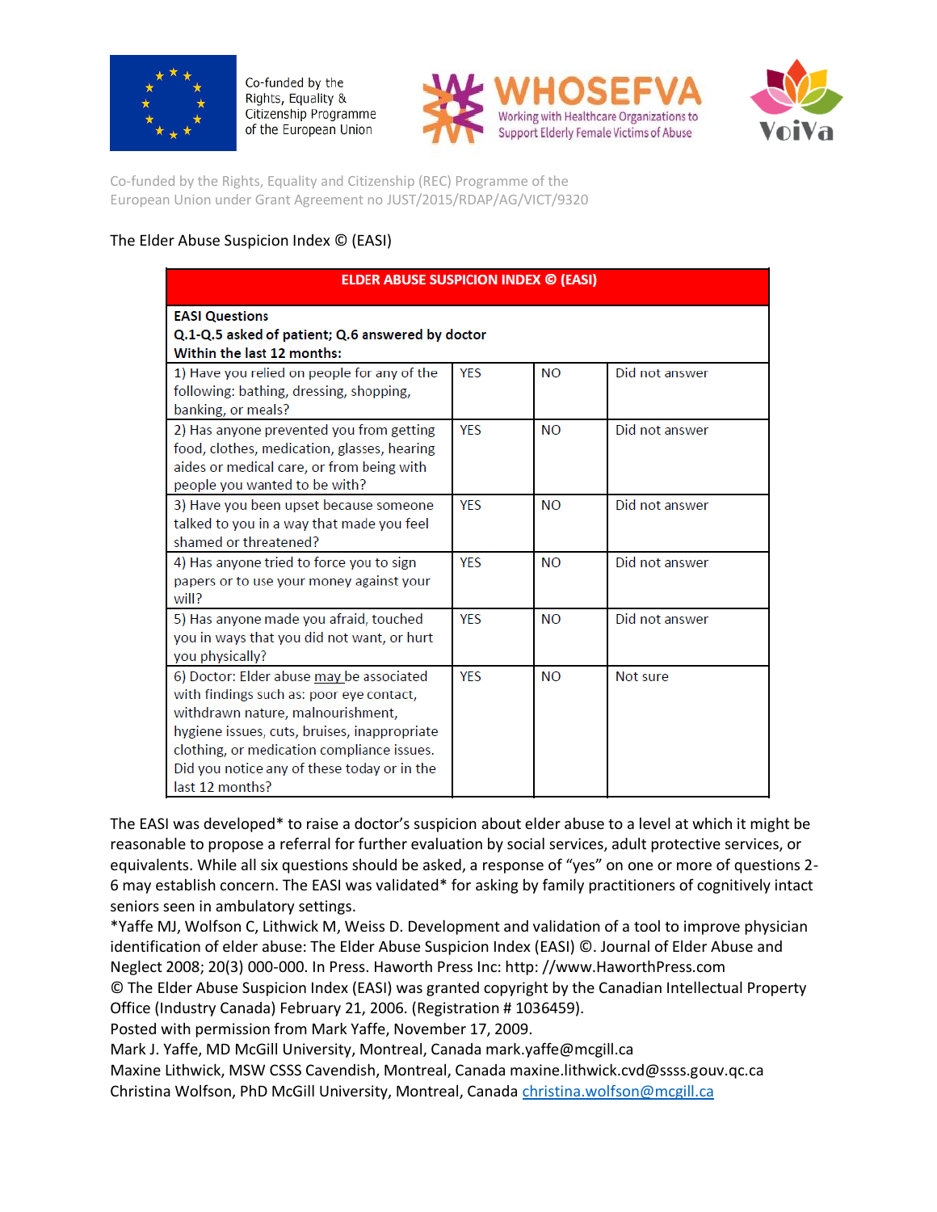Co-funded by the Rights, Equality & Citizenship Programme of the European Union

WHOSEFVA — Working with Healthcare Organizations to Support Elderly Female Victims of Abuse

VoiVa

Co-funded by the Rights, Equality and Citizenship (REC) Programme of the European Union under Grant Agreement no JUST/2015/RDAP/AG/VICT/9320

The Elder Abuse Suspicion Index © (EASI)

| ELDER ABUSE SUSPICION INDEX © (EASI) | | | |
|---|---|---|---|
| **EASI Questions**<br>**Q.1-Q.5 asked of patient; Q.6 answered by doctor**<br>**Within the last 12 months:** | | | |
| 1) Have you relied on people for any of the following: bathing, dressing, shopping, banking, or meals? | YES | NO | Did not answer |
| 2) Has anyone prevented you from getting food, clothes, medication, glasses, hearing aides or medical care, or from being with people you wanted to be with? | YES | NO | Did not answer |
| 3) Have you been upset because someone talked to you in a way that made you feel shamed or threatened? | YES | NO | Did not answer |
| 4) Has anyone tried to force you to sign papers or to use your money against your will? | YES | NO | Did not answer |
| 5) Has anyone made you afraid, touched you in ways that you did not want, or hurt you physically? | YES | NO | Did not answer |
| 6) Doctor: Elder abuse <u>may</u> be associated with findings such as: poor eye contact, withdrawn nature, malnourishment, hygiene issues, cuts, bruises, inappropriate clothing, or medication compliance issues. Did you notice any of these today or in the last 12 months? | YES | NO | Not sure |

The EASI was developed* to raise a doctor's suspicion about elder abuse to a level at which it might be reasonable to propose a referral for further evaluation by social services, adult protective services, or equivalents. While all six questions should be asked, a response of "yes" on one or more of questions 2-6 may establish concern. The EASI was validated* for asking by family practitioners of cognitively intact seniors seen in ambulatory settings.

*Yaffe MJ, Wolfson C, Lithwick M, Weiss D. Development and validation of a tool to improve physician identification of elder abuse: The Elder Abuse Suspicion Index (EASI) ©. Journal of Elder Abuse and Neglect 2008; 20(3) 000-000. In Press. Haworth Press Inc: http: //www.HaworthPress.com

© The Elder Abuse Suspicion Index (EASI) was granted copyright by the Canadian Intellectual Property Office (Industry Canada) February 21, 2006. (Registration # 1036459).

Posted with permission from Mark Yaffe, November 17, 2009.

Mark J. Yaffe, MD McGill University, Montreal, Canada mark.yaffe@mcgill.ca

Maxine Lithwick, MSW CSSS Cavendish, Montreal, Canada maxine.lithwick.cvd@ssss.gouv.qc.ca

Christina Wolfson, PhD McGill University, Montreal, Canada christina.wolfson@mcgill.ca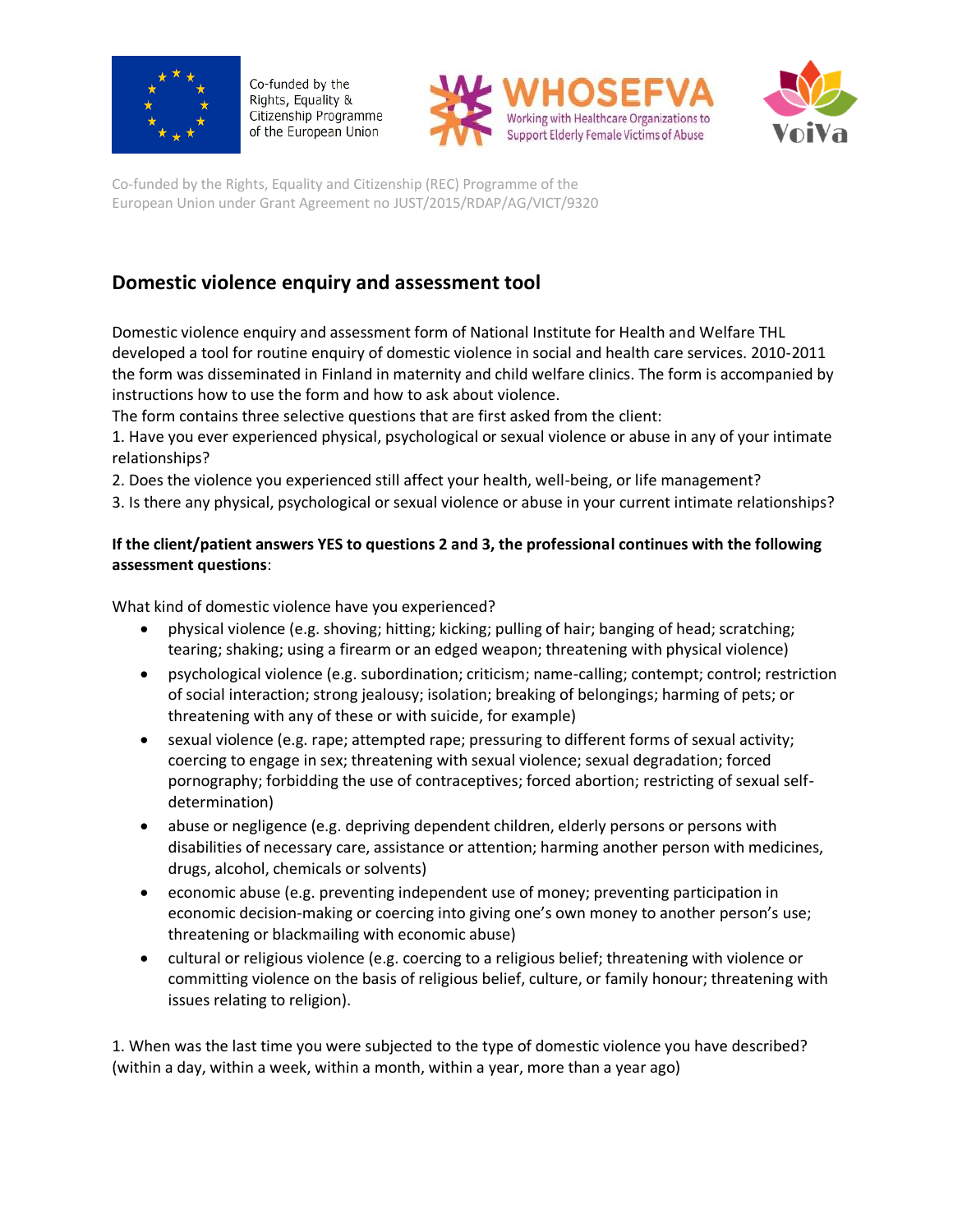Co-funded by the Rights, Equality and Citizenship (REC) Programme of the European Union under Grant Agreement no JUST/2015/RDAP/AG/VICT/9320

## Domestic violence enquiry and assessment tool

Domestic violence enquiry and assessment form of National Institute for Health and Welfare THL developed a tool for routine enquiry of domestic violence in social and health care services. 2010-2011 the form was disseminated in Finland in maternity and child welfare clinics. The form is accompanied by instructions how to use the form and how to ask about violence.

The form contains three selective questions that are first asked from the client:

1. Have you ever experienced physical, psychological or sexual violence or abuse in any of your intimate relationships?
2. Does the violence you experienced still affect your health, well-being, or life management?
3. Is there any physical, psychological or sexual violence or abuse in your current intimate relationships?

**If the client/patient answers YES to questions 2 and 3, the professional continues with the following assessment questions**:

What kind of domestic violence have you experienced?

- physical violence (e.g. shoving; hitting; kicking; pulling of hair; banging of head; scratching; tearing; shaking; using a firearm or an edged weapon; threatening with physical violence)
- psychological violence (e.g. subordination; criticism; name-calling; contempt; control; restriction of social interaction; strong jealousy; isolation; breaking of belongings; harming of pets; or threatening with any of these or with suicide, for example)
- sexual violence (e.g. rape; attempted rape; pressuring to different forms of sexual activity; coercing to engage in sex; threatening with sexual violence; sexual degradation; forced pornography; forbidding the use of contraceptives; forced abortion; restricting of sexual self-determination)
- abuse or negligence (e.g. depriving dependent children, elderly persons or persons with disabilities of necessary care, assistance or attention; harming another person with medicines, drugs, alcohol, chemicals or solvents)
- economic abuse (e.g. preventing independent use of money; preventing participation in economic decision-making or coercing into giving one's own money to another person's use; threatening or blackmailing with economic abuse)
- cultural or religious violence (e.g. coercing to a religious belief; threatening with violence or committing violence on the basis of religious belief, culture, or family honour; threatening with issues relating to religion).

1. When was the last time you were subjected to the type of domestic violence you have described? (within a day, within a week, within a month, within a year, more than a year ago)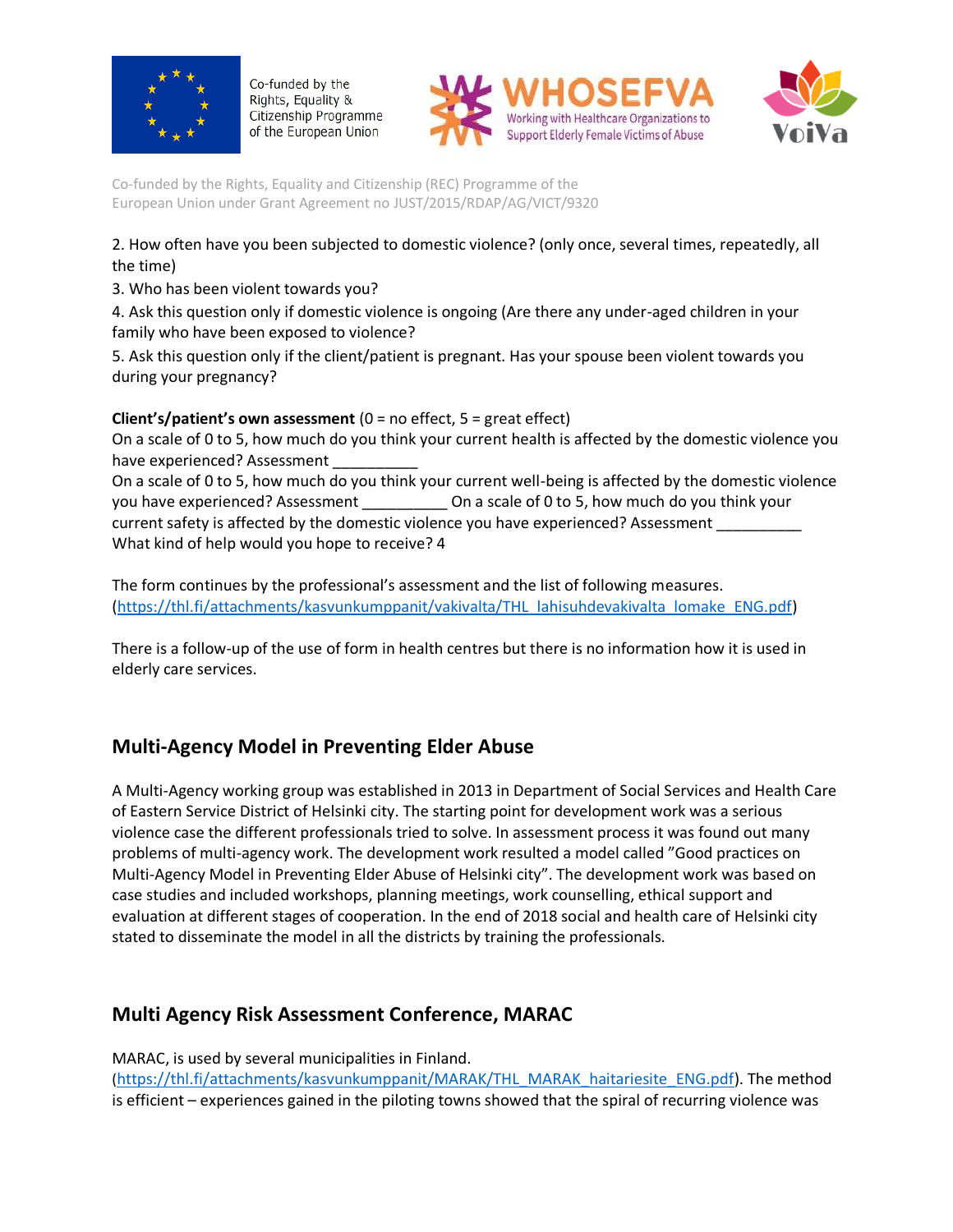2. How often have you been subjected to domestic violence? (only once, several times, repeatedly, all the time)

3. Who has been violent towards you?

4. Ask this question only if domestic violence is ongoing (Are there any under-aged children in your family who have been exposed to violence?

5. Ask this question only if the client/patient is pregnant. Has your spouse been violent towards you during your pregnancy?

**Client's/patient's own assessment** (0 = no effect, 5 = great effect)
On a scale of 0 to 5, how much do you think your current health is affected by the domestic violence you have experienced? Assessment __________
On a scale of 0 to 5, how much do you think your current well-being is affected by the domestic violence you have experienced? Assessment __________ On a scale of 0 to 5, how much do you think your current safety is affected by the domestic violence you have experienced? Assessment __________
What kind of help would you hope to receive? 4

The form continues by the professional's assessment and the list of following measures. (https://thl.fi/attachments/kasvunkumppanit/vakivalta/THL_lahisuhdevakivalta_lomake_ENG.pdf)

There is a follow-up of the use of form in health centres but there is no information how it is used in elderly care services.

## Multi-Agency Model in Preventing Elder Abuse

A Multi-Agency working group was established in 2013 in Department of Social Services and Health Care of Eastern Service District of Helsinki city. The starting point for development work was a serious violence case the different professionals tried to solve. In assessment process it was found out many problems of multi-agency work. The development work resulted a model called "Good practices on Multi-Agency Model in Preventing Elder Abuse of Helsinki city". The development work was based on case studies and included workshops, planning meetings, work counselling, ethical support and evaluation at different stages of cooperation. In the end of 2018 social and health care of Helsinki city stated to disseminate the model in all the districts by training the professionals.

## Multi Agency Risk Assessment Conference, MARAC

MARAC, is used by several municipalities in Finland. (https://thl.fi/attachments/kasvunkumppanit/MARAK/THL_MARAK_haitariesite_ENG.pdf). The method is efficient – experiences gained in the piloting towns showed that the spiral of recurring violence was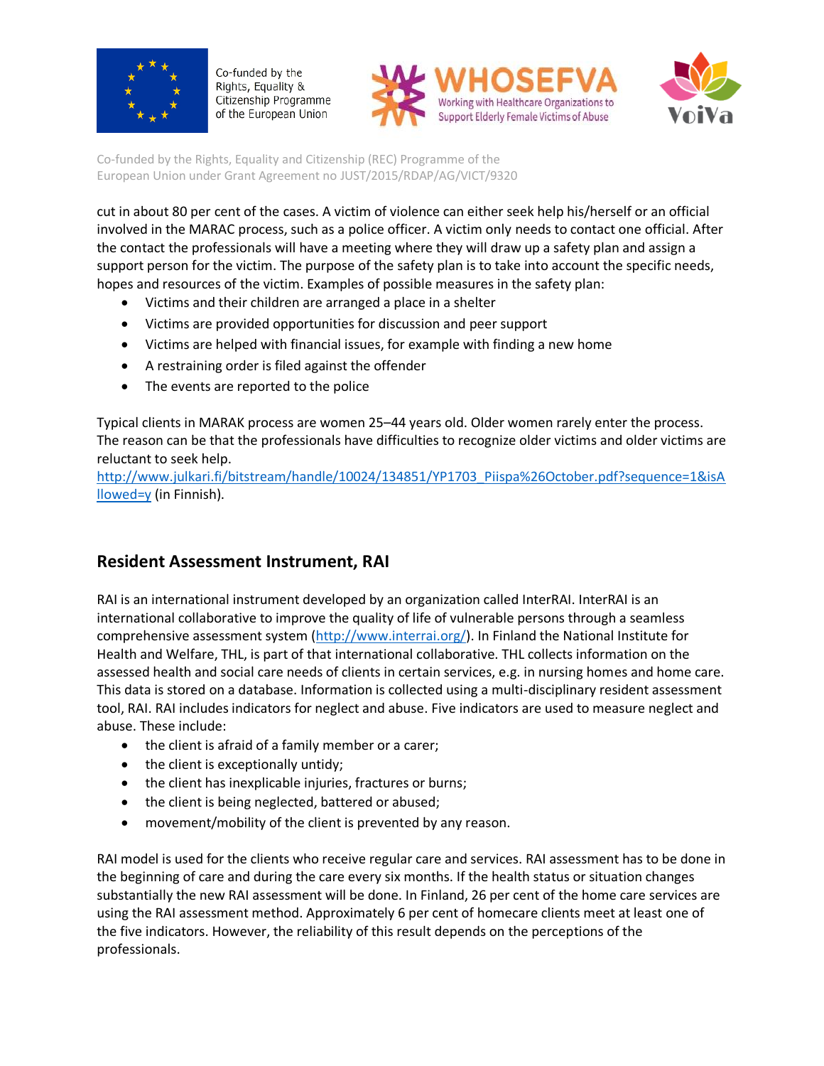cut in about 80 per cent of the cases. A victim of violence can either seek help his/herself or an official involved in the MARAC process, such as a police officer. A victim only needs to contact one official. After the contact the professionals will have a meeting where they will draw up a safety plan and assign a support person for the victim. The purpose of the safety plan is to take into account the specific needs, hopes and resources of the victim. Examples of possible measures in the safety plan:

- Victims and their children are arranged a place in a shelter
- Victims are provided opportunities for discussion and peer support
- Victims are helped with financial issues, for example with finding a new home
- A restraining order is filed against the offender
- The events are reported to the police

Typical clients in MARAC process are women 25–44 years old. Older women rarely enter the process. The reason can be that the professionals have difficulties to recognize older victims and older victims are reluctant to seek help.
http://www.julkari.fi/bitstream/handle/10024/134851/YP1703_Piispa%26October.pdf?sequence=1&isAllowed=y (in Finnish).

## Resident Assessment Instrument, RAI

RAI is an international instrument developed by an organization called InterRAI. InterRAI is an international collaborative to improve the quality of life of vulnerable persons through a seamless comprehensive assessment system (http://www.interrai.org/). In Finland the National Institute for Health and Welfare, THL, is part of that international collaborative. THL collects information on the assessed health and social care needs of clients in certain services, e.g. in nursing homes and home care. This data is stored on a database. Information is collected using a multi-disciplinary resident assessment tool, RAI. RAI includes indicators for neglect and abuse. Five indicators are used to measure neglect and abuse. These include:

- the client is afraid of a family member or a carer;
- the client is exceptionally untidy;
- the client has inexplicable injuries, fractures or burns;
- the client is being neglected, battered or abused;
- movement/mobility of the client is prevented by any reason.

RAI model is used for the clients who receive regular care and services. RAI assessment has to be done in the beginning of care and during the care every six months. If the health status or situation changes substantially the new RAI assessment will be done. In Finland, 26 per cent of the home care services are using the RAI assessment method. Approximately 6 per cent of homecare clients meet at least one of the five indicators. However, the reliability of this result depends on the perceptions of the professionals.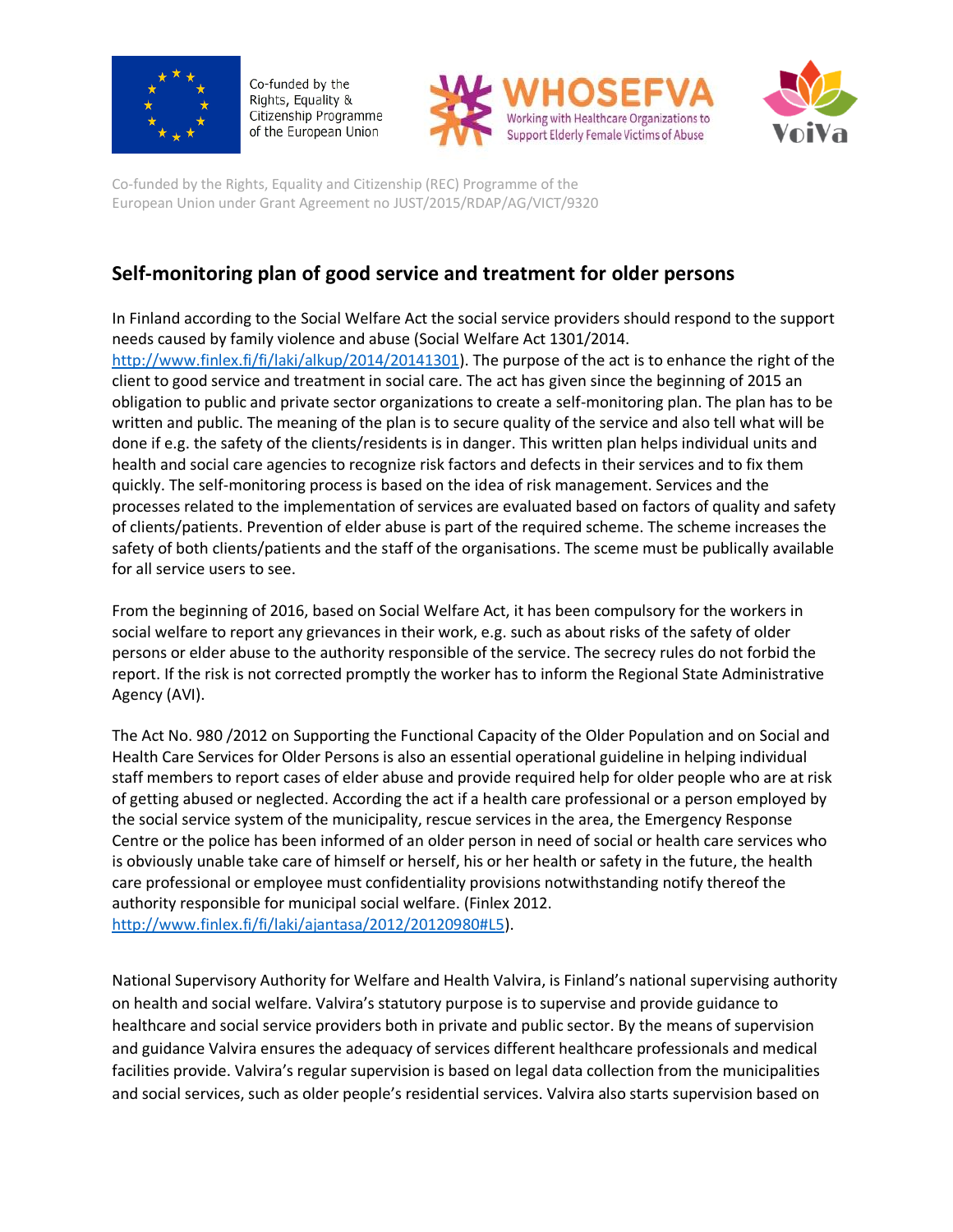Co-funded by the Rights, Equality and Citizenship (REC) Programme of the European Union under Grant Agreement no JUST/2015/RDAP/AG/VICT/9320

## Self-monitoring plan of good service and treatment for older persons

In Finland according to the Social Welfare Act the social service providers should respond to the support needs caused by family violence and abuse (Social Welfare Act 1301/2014. http://www.finlex.fi/fi/laki/alkup/2014/20141301). The purpose of the act is to enhance the right of the client to good service and treatment in social care. The act has given since the beginning of 2015 an obligation to public and private sector organizations to create a self-monitoring plan. The plan has to be written and public. The meaning of the plan is to secure quality of the service and also tell what will be done if e.g. the safety of the clients/residents is in danger. This written plan helps individual units and health and social care agencies to recognize risk factors and defects in their services and to fix them quickly. The self-monitoring process is based on the idea of risk management. Services and the processes related to the implementation of services are evaluated based on factors of quality and safety of clients/patients. Prevention of elder abuse is part of the required scheme. The scheme increases the safety of both clients/patients and the staff of the organisations. The sceme must be publically available for all service users to see.

From the beginning of 2016, based on Social Welfare Act, it has been compulsory for the workers in social welfare to report any grievances in their work, e.g. such as about risks of the safety of older persons or elder abuse to the authority responsible of the service. The secrecy rules do not forbid the report. If the risk is not corrected promptly the worker has to inform the Regional State Administrative Agency (AVI).

The Act No. 980 /2012 on Supporting the Functional Capacity of the Older Population and on Social and Health Care Services for Older Persons is also an essential operational guideline in helping individual staff members to report cases of elder abuse and provide required help for older people who are at risk of getting abused or neglected. According the act if a health care professional or a person employed by the social service system of the municipality, rescue services in the area, the Emergency Response Centre or the police has been informed of an older person in need of social or health care services who is obviously unable take care of himself or herself, his or her health or safety in the future, the health care professional or employee must confidentiality provisions notwithstanding notify thereof the authority responsible for municipal social welfare. (Finlex 2012. http://www.finlex.fi/fi/laki/ajantasa/2012/20120980#L5).

National Supervisory Authority for Welfare and Health Valvira, is Finland's national supervising authority on health and social welfare. Valvira's statutory purpose is to supervise and provide guidance to healthcare and social service providers both in private and public sector. By the means of supervision and guidance Valvira ensures the adequacy of services different healthcare professionals and medical facilities provide. Valvira's regular supervision is based on legal data collection from the municipalities and social services, such as older people's residential services. Valvira also starts supervision based on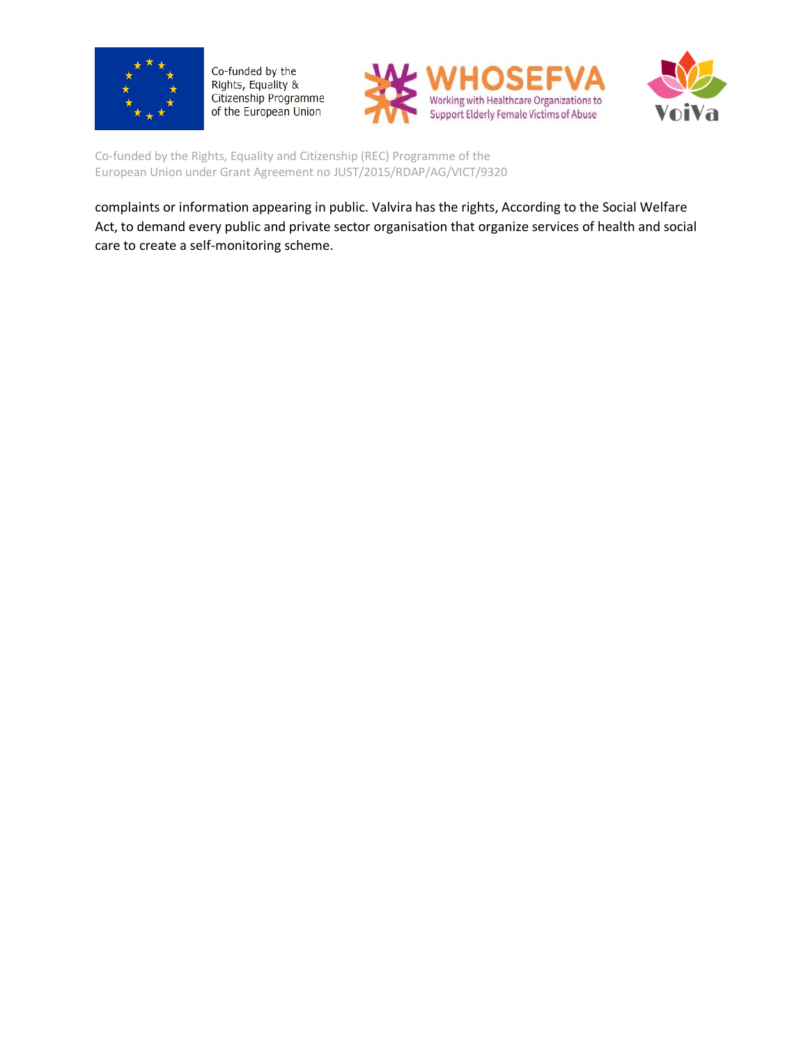complaints or information appearing in public. Valvira has the rights, According to the Social Welfare Act, to demand every public and private sector organisation that organize services of health and social care to create a self-monitoring scheme.